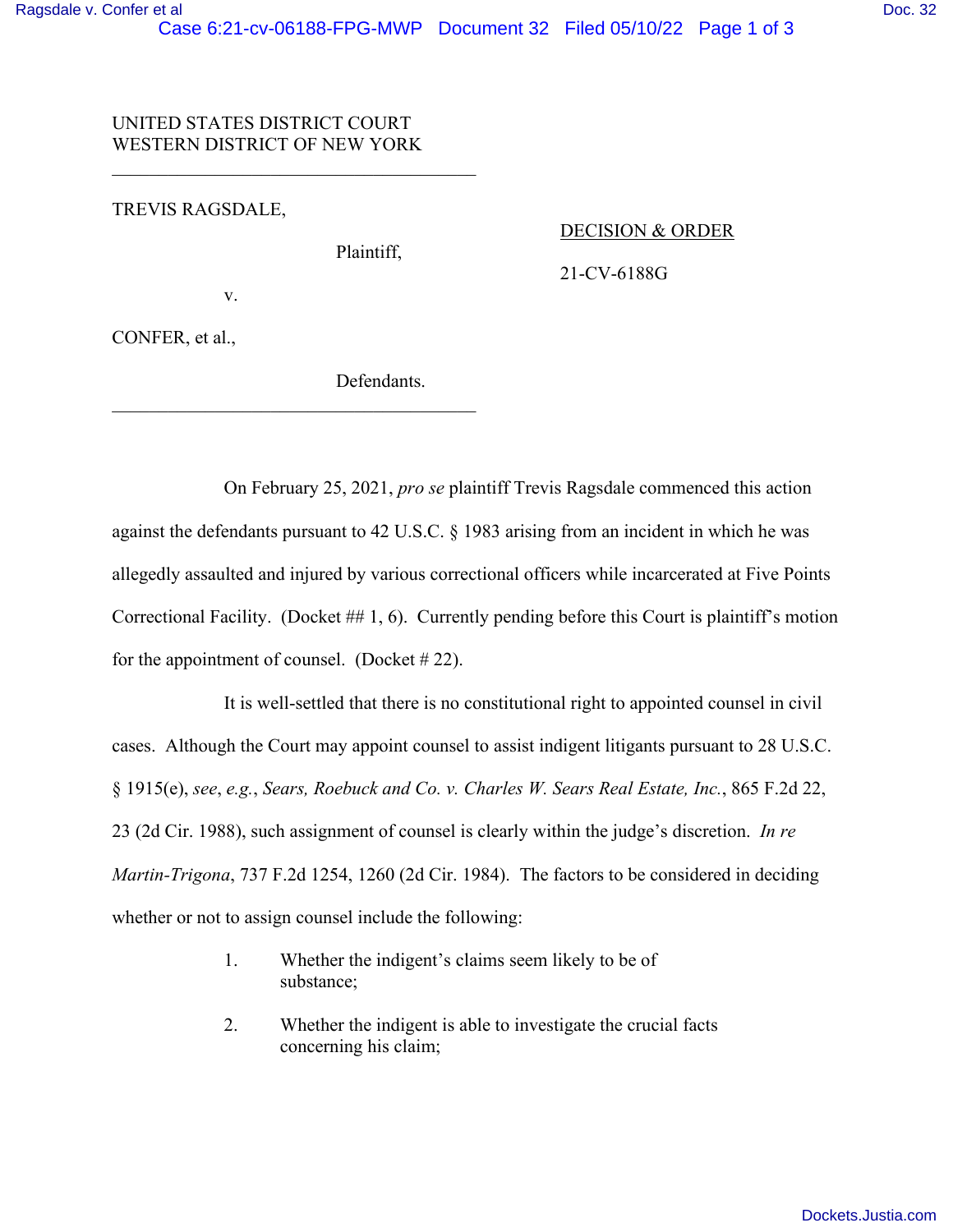UNITED STATES DISTRICT COURT
WESTERN DISTRICT OF NEW YORK

---

TREVIS RAGSDALE,

Plaintiff,

v.

CONFER, et al.,

Defendants.

---

DECISION & ORDER

21-CV-6188G

On February 25, 2021, *pro se* plaintiff Trevis Ragsdale commenced this action against the defendants pursuant to 42 U.S.C. § 1983 arising from an incident in which he was allegedly assaulted and injured by various correctional officers while incarcerated at Five Points Correctional Facility. (Docket ## 1, 6). Currently pending before this Court is plaintiff's motion for the appointment of counsel. (Docket # 22).

It is well-settled that there is no constitutional right to appointed counsel in civil cases. Although the Court may appoint counsel to assist indigent litigants pursuant to 28 U.S.C. § 1915(e), *see*, *e.g.*, *Sears, Roebuck and Co. v. Charles W. Sears Real Estate, Inc.*, 865 F.2d 22, 23 (2d Cir. 1988), such assignment of counsel is clearly within the judge's discretion. *In re Martin-Trigona*, 737 F.2d 1254, 1260 (2d Cir. 1984). The factors to be considered in deciding whether or not to assign counsel include the following:

1. Whether the indigent's claims seem likely to be of substance;

2. Whether the indigent is able to investigate the crucial facts concerning his claim;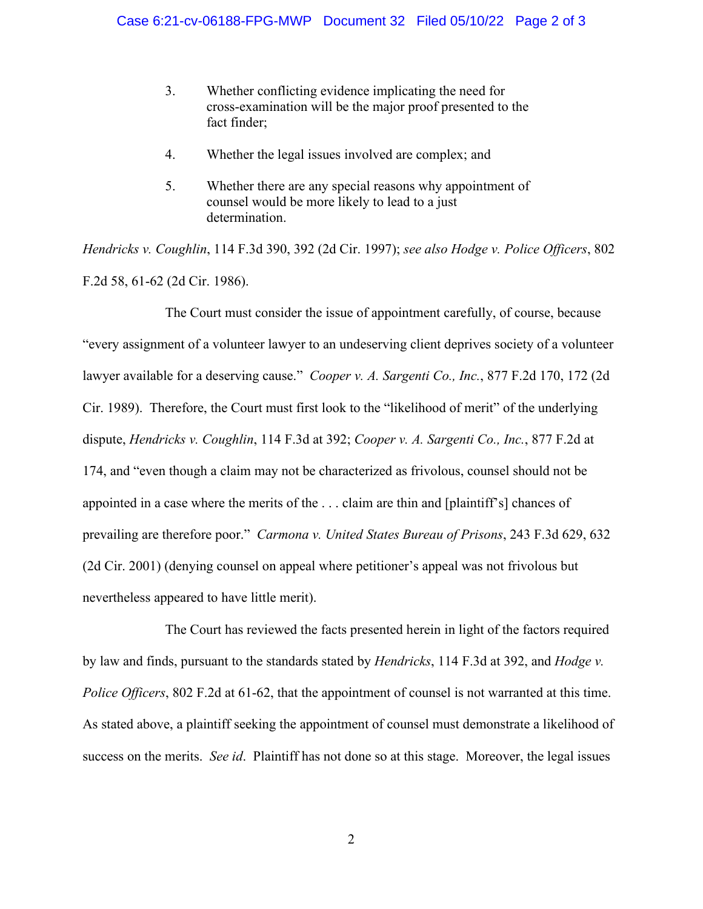3. Whether conflicting evidence implicating the need for cross-examination will be the major proof presented to the fact finder;

4. Whether the legal issues involved are complex; and

5. Whether there are any special reasons why appointment of counsel would be more likely to lead to a just determination.

*Hendricks v. Coughlin*, 114 F.3d 390, 392 (2d Cir. 1997); *see also Hodge v. Police Officers*, 802 F.2d 58, 61-62 (2d Cir. 1986).

The Court must consider the issue of appointment carefully, of course, because "every assignment of a volunteer lawyer to an undeserving client deprives society of a volunteer lawyer available for a deserving cause." *Cooper v. A. Sargenti Co., Inc.*, 877 F.2d 170, 172 (2d Cir. 1989). Therefore, the Court must first look to the "likelihood of merit" of the underlying dispute, *Hendricks v. Coughlin*, 114 F.3d at 392; *Cooper v. A. Sargenti Co., Inc.*, 877 F.2d at 174, and "even though a claim may not be characterized as frivolous, counsel should not be appointed in a case where the merits of the . . . claim are thin and [plaintiff's] chances of prevailing are therefore poor." *Carmona v. United States Bureau of Prisons*, 243 F.3d 629, 632 (2d Cir. 2001) (denying counsel on appeal where petitioner's appeal was not frivolous but nevertheless appeared to have little merit).

The Court has reviewed the facts presented herein in light of the factors required by law and finds, pursuant to the standards stated by *Hendricks*, 114 F.3d at 392, and *Hodge v. Police Officers*, 802 F.2d at 61-62, that the appointment of counsel is not warranted at this time. As stated above, a plaintiff seeking the appointment of counsel must demonstrate a likelihood of success on the merits. *See id*. Plaintiff has not done so at this stage. Moreover, the legal issues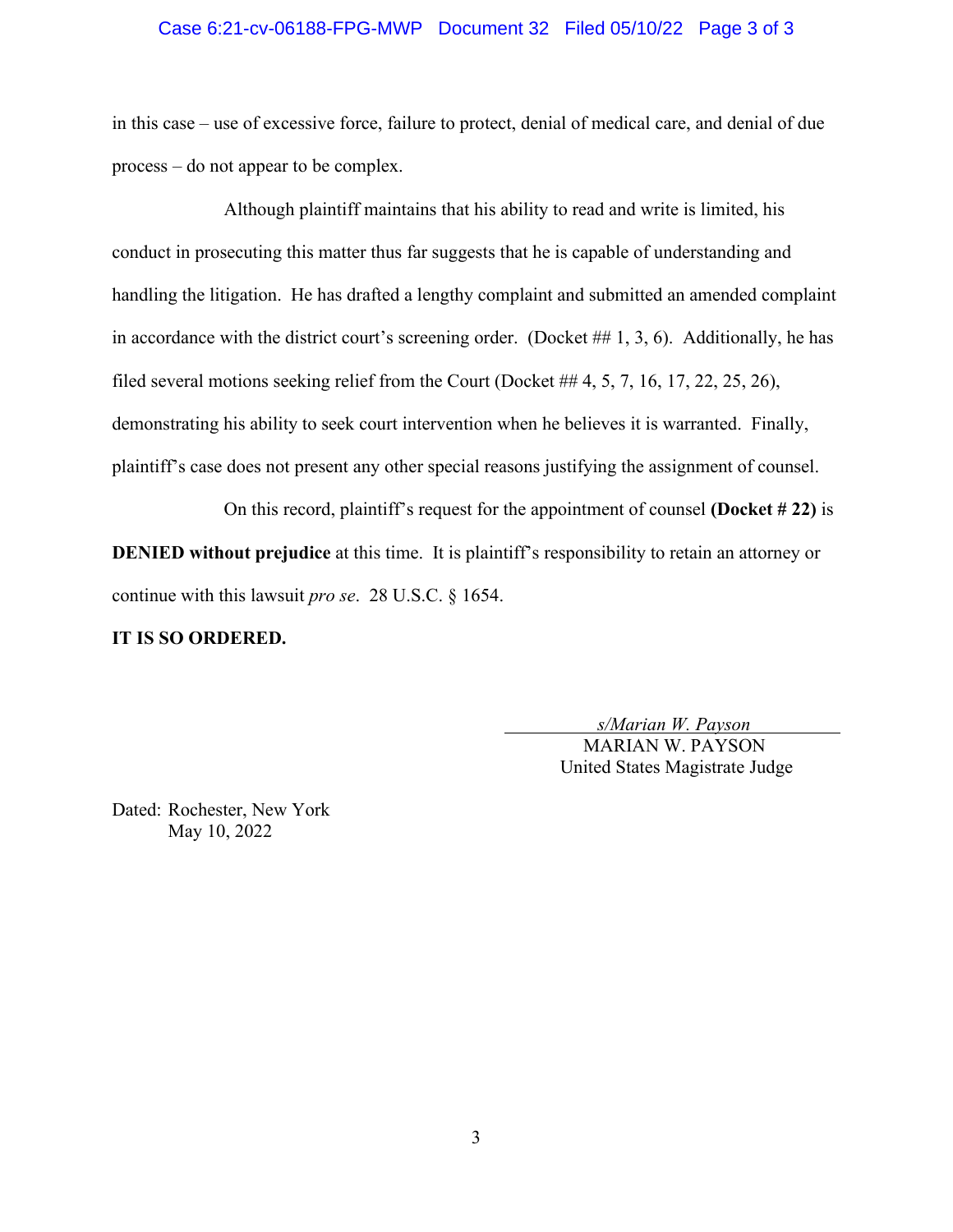in this case – use of excessive force, failure to protect, denial of medical care, and denial of due process – do not appear to be complex.

Although plaintiff maintains that his ability to read and write is limited, his conduct in prosecuting this matter thus far suggests that he is capable of understanding and handling the litigation. He has drafted a lengthy complaint and submitted an amended complaint in accordance with the district court's screening order. (Docket ## 1, 3, 6). Additionally, he has filed several motions seeking relief from the Court (Docket ## 4, 5, 7, 16, 17, 22, 25, 26), demonstrating his ability to seek court intervention when he believes it is warranted. Finally, plaintiff's case does not present any other special reasons justifying the assignment of counsel.

On this record, plaintiff's request for the appointment of counsel **(Docket # 22)** is **DENIED without prejudice** at this time. It is plaintiff's responsibility to retain an attorney or continue with this lawsuit *pro se*. 28 U.S.C. § 1654.

**IT IS SO ORDERED.**

*s/Marian W. Payson*
MARIAN W. PAYSON
United States Magistrate Judge

Dated: Rochester, New York
May 10, 2022